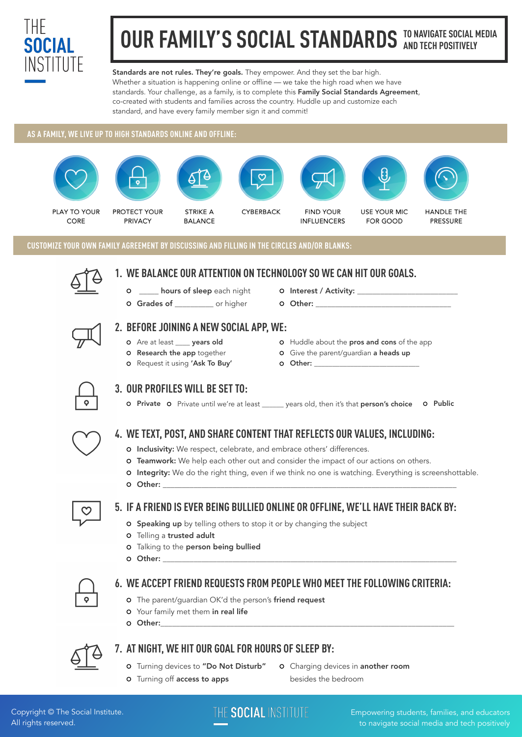# THE SOCIAL INSTITUTE

# OUR FAMILY'S SOCIAL STANDARDS TO NAVIGATE SOCIAL MEDIA AND TECH POSITIVELY

**Standards are not rules. They're goals.** They empower. And they set the bar high. Whether a situation is happening online or offline — we take the high road when we have standards. Your challenge, as a family, is to complete this **Family Social Standards Agreement**, co-created with students and families across the country. Huddle up and customize each standard, and have every family member sign it and commit!

## AS A FAMILY, WE LIVE UP TO HIGH STANDARDS ONLINE AND OFFLINE:

PLAY TO YOUR CORE | PROTECT YOUR PRIVACY | STRIKE A BALANCE | CYBERBACK | FIND YOUR INFLUENCERS | USE YOUR MIC FOR GOOD | HANDLE THE PRESSURE

## CUSTOMIZE YOUR OWN FAMILY AGREEMENT BY DISCUSSING AND FILLING IN THE CIRCLES AND/OR BLANKS:

### 1. WE BALANCE OUR ATTENTION ON TECHNOLOGY SO WE CAN HIT OUR GOALS.

- ____ **hours of sleep** each night
- **Grades of** _________ or higher
- **Interest / Activity:** ________________________
- **Other:** _________________________________

### 2. BEFORE JOINING A NEW SOCIAL APP, WE:

- Are at least ___ **years old**
- **Research the app** together
- Request it using **'Ask To Buy'**
- Huddle about the **pros and cons** of the app
- Give the parent/guardian **a heads up**
- **Other:** ___________________________

### 3. OUR PROFILES WILL BE SET TO:

- **Private**
- Private until we're at least _____ years old, then it's that **person's choice**
- **Public**

### 4. WE TEXT, POST, AND SHARE CONTENT THAT REFLECTS OUR VALUES, INCLUDING:

- **Inclusivity:** We respect, celebrate, and embrace others' differences.
- **Teamwork:** We help each other out and consider the impact of our actions on others.
- **Integrity:** We do the right thing, even if we think no one is watching. Everything is screenshottable.
- **Other:** _________________________________________________________________________

### 5. IF A FRIEND IS EVER BEING BULLIED ONLINE OR OFFLINE, WE'LL HAVE THEIR BACK BY:

- **Speaking up** by telling others to stop it or by changing the subject
- Telling a **trusted adult**
- Talking to the **person being bullied**
- **Other:** _________________________________________________________________________

### 6. WE ACCEPT FRIEND REQUESTS FROM PEOPLE WHO MEET THE FOLLOWING CRITERIA:

- The parent/guardian OK'd the person's **friend request**
- Your family met them **in real life**
- **Other:**_________________________________________________________________________

### 7. AT NIGHT, WE HIT OUR GOAL FOR HOURS OF SLEEP BY:

- Turning devices to **"Do Not Disturb"**
- Turning off **access to apps**
- Charging devices in **another room** besides the bedroom

Copyright © The Social Institute. All rights reserved.

THE SOCIAL INSTITUTE

Empowering students, families, and educators to navigate social media and tech positively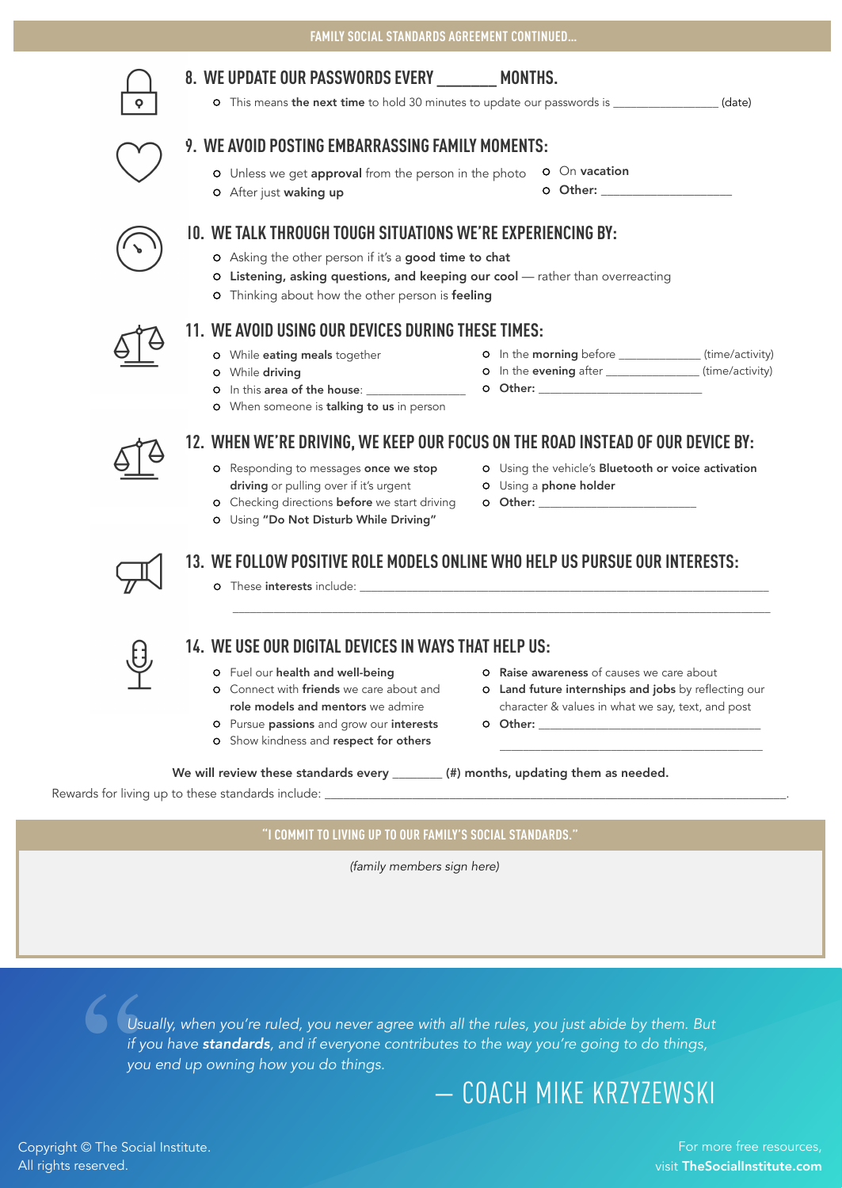## FAMILY SOCIAL STANDARDS AGREEMENT CONTINUED...

### 8. WE UPDATE OUR PASSWORDS EVERY _______ MONTHS.

- This means **the next time** to hold 30 minutes to update our passwords is _________________ (date)

### 9. WE AVOID POSTING EMBARRASSING FAMILY MOMENTS:

- Unless we get **approval** from the person in the photo
- After just **waking up**
- On **vacation**
- **Other:** ____________________

### 10. WE TALK THROUGH TOUGH SITUATIONS WE'RE EXPERIENCING BY:

- Asking the other person if it's a **good time to chat**
- **Listening, asking questions, and keeping our cool** — rather than overreacting
- Thinking about how the other person is **feeling**

### 11. WE AVOID USING OUR DEVICES DURING THESE TIMES:

- While **eating meals** together
- While **driving**
- In this **area of the house**: _______________
- When someone is **talking to us** in person
- In the **morning** before _____________ (time/activity)
- In the **evening** after ______________ (time/activity)
- **Other:** __________________________

### 12. WHEN WE'RE DRIVING, WE KEEP OUR FOCUS ON THE ROAD INSTEAD OF OUR DEVICE BY:

- Responding to messages **once we stop driving** or pulling over if it's urgent
- Checking directions **before** we start driving
- Using **"Do Not Disturb While Driving"**
- Using the vehicle's **Bluetooth or voice activation**
- Using a **phone holder**
- **Other:** _________________________

### 13. WE FOLLOW POSITIVE ROLE MODELS ONLINE WHO HELP US PURSUE OUR INTERESTS:

- These **interests** include: ______________________________________________________________

  ______________________________________________________________________________

### 14. WE USE OUR DIGITAL DEVICES IN WAYS THAT HELP US:

- Fuel our **health and well-being**
- Connect with **friends** we care about and **role models and mentors** we admire
- Pursue **passions** and grow our **interests**
- Show kindness and **respect for others**
- **Raise awareness** of causes we care about
- **Land future internships and jobs** by reflecting our character & values in what we say, text, and post
- **Other:** ________________________________________

  ________________________________________

**We will review these standards every ________ (#) months, updating them as needed.**

Rewards for living up to these standards include: ______________________________________________________________________.

### "I COMMIT TO LIVING UP TO OUR FAMILY'S SOCIAL STANDARDS."

*(family members sign here)*

> *Usually, when you're ruled, you never agree with all the rules, you just abide by them. But if you have **standards**, and if everyone contributes to the way you're going to do things, you end up owning how you do things.*
>
> — COACH MIKE KRZYZEWSKI

Copyright © The Social Institute.
All rights reserved.

For more free resources,
visit **TheSocialInstitute.com**